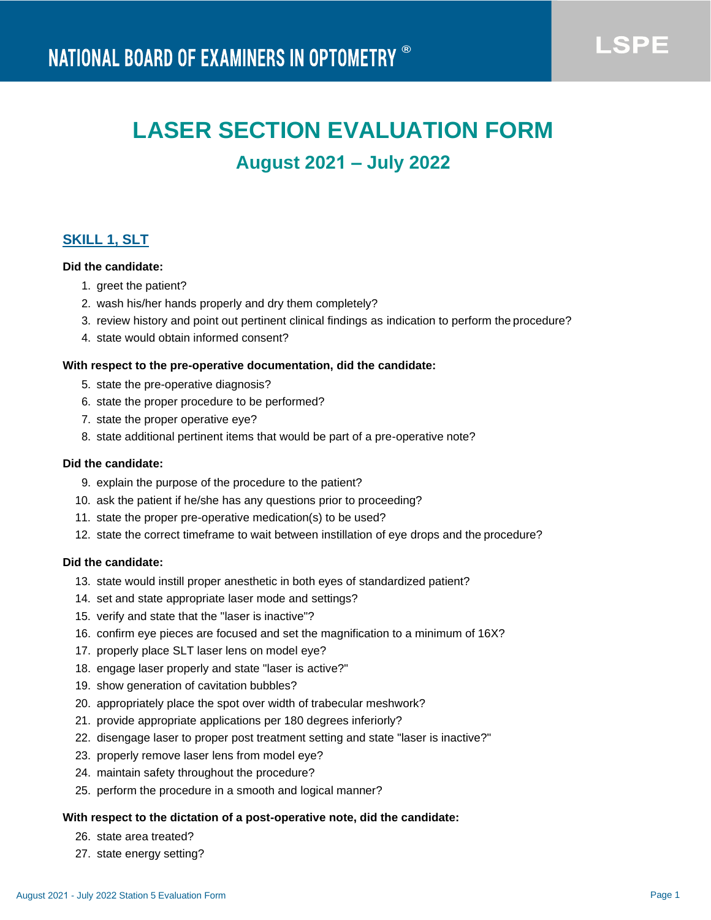NATIONAL BOARD OF EXAMINERS IN OPTOMETRY®

LSPE

# LASER SECTION EVALUATION FORM

## August 2021 – July 2022

### SKILL 1, SLT

**Did the candidate:**

1. greet the patient?
2. wash his/her hands properly and dry them completely?
3. review history and point out pertinent clinical findings as indication to perform the procedure?
4. state would obtain informed consent?

**With respect to the pre-operative documentation, did the candidate:**

5. state the pre-operative diagnosis?
6. state the proper procedure to be performed?
7. state the proper operative eye?
8. state additional pertinent items that would be part of a pre-operative note?

**Did the candidate:**

9. explain the purpose of the procedure to the patient?
10. ask the patient if he/she has any questions prior to proceeding?
11. state the proper pre-operative medication(s) to be used?
12. state the correct timeframe to wait between instillation of eye drops and the procedure?

**Did the candidate:**

13. state would instill proper anesthetic in both eyes of standardized patient?
14. set and state appropriate laser mode and settings?
15. verify and state that the "laser is inactive"?
16. confirm eye pieces are focused and set the magnification to a minimum of 16X?
17. properly place SLT laser lens on model eye?
18. engage laser properly and state "laser is active?"
19. show generation of cavitation bubbles?
20. appropriately place the spot over width of trabecular meshwork?
21. provide appropriate applications per 180 degrees inferiorly?
22. disengage laser to proper post treatment setting and state "laser is inactive?"
23. properly remove laser lens from model eye?
24. maintain safety throughout the procedure?
25. perform the procedure in a smooth and logical manner?

**With respect to the dictation of a post-operative note, did the candidate:**

26. state area treated?
27. state energy setting?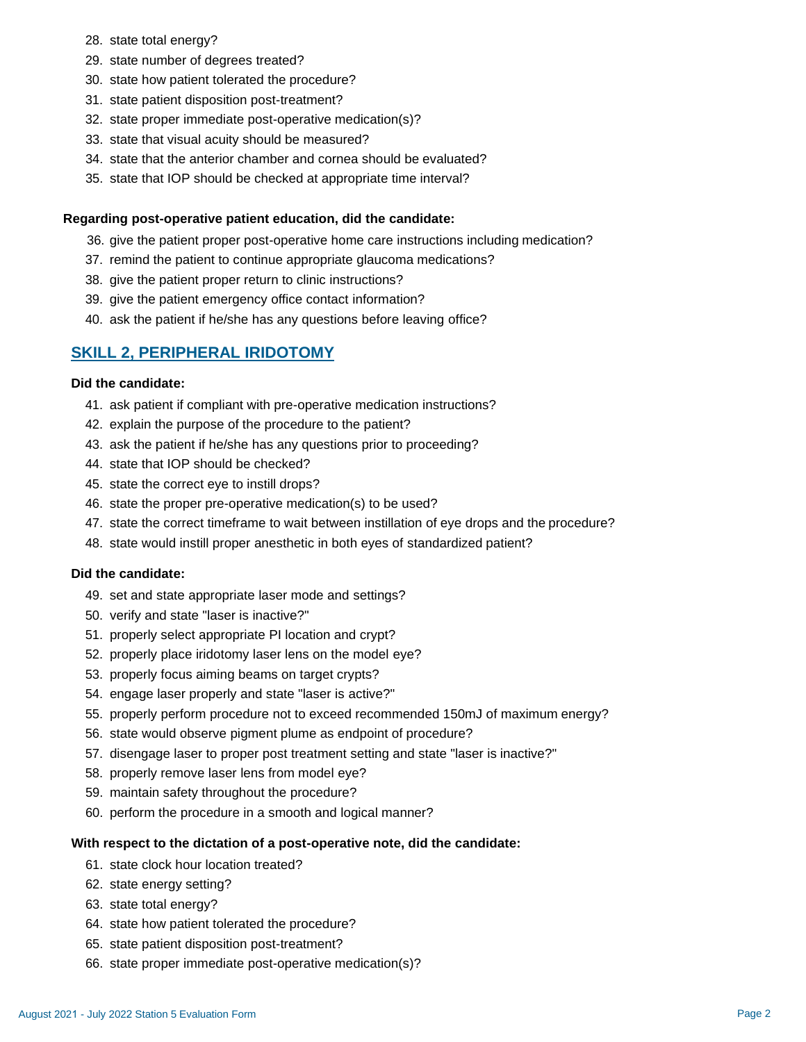28. state total energy?
29. state number of degrees treated?
30. state how patient tolerated the procedure?
31. state patient disposition post-treatment?
32. state proper immediate post-operative medication(s)?
33. state that visual acuity should be measured?
34. state that the anterior chamber and cornea should be evaluated?
35. state that IOP should be checked at appropriate time interval?

**Regarding post-operative patient education, did the candidate:**

36. give the patient proper post-operative home care instructions including medication?
37. remind the patient to continue appropriate glaucoma medications?
38. give the patient proper return to clinic instructions?
39. give the patient emergency office contact information?
40. ask the patient if he/she has any questions before leaving office?

## SKILL 2, PERIPHERAL IRIDOTOMY

**Did the candidate:**

41. ask patient if compliant with pre-operative medication instructions?
42. explain the purpose of the procedure to the patient?
43. ask the patient if he/she has any questions prior to proceeding?
44. state that IOP should be checked?
45. state the correct eye to instill drops?
46. state the proper pre-operative medication(s) to be used?
47. state the correct timeframe to wait between instillation of eye drops and the procedure?
48. state would instill proper anesthetic in both eyes of standardized patient?

**Did the candidate:**

49. set and state appropriate laser mode and settings?
50. verify and state "laser is inactive?"
51. properly select appropriate PI location and crypt?
52. properly place iridotomy laser lens on the model eye?
53. properly focus aiming beams on target crypts?
54. engage laser properly and state "laser is active?"
55. properly perform procedure not to exceed recommended 150mJ of maximum energy?
56. state would observe pigment plume as endpoint of procedure?
57. disengage laser to proper post treatment setting and state "laser is inactive?"
58. properly remove laser lens from model eye?
59. maintain safety throughout the procedure?
60. perform the procedure in a smooth and logical manner?

**With respect to the dictation of a post-operative note, did the candidate:**

61. state clock hour location treated?
62. state energy setting?
63. state total energy?
64. state how patient tolerated the procedure?
65. state patient disposition post-treatment?
66. state proper immediate post-operative medication(s)?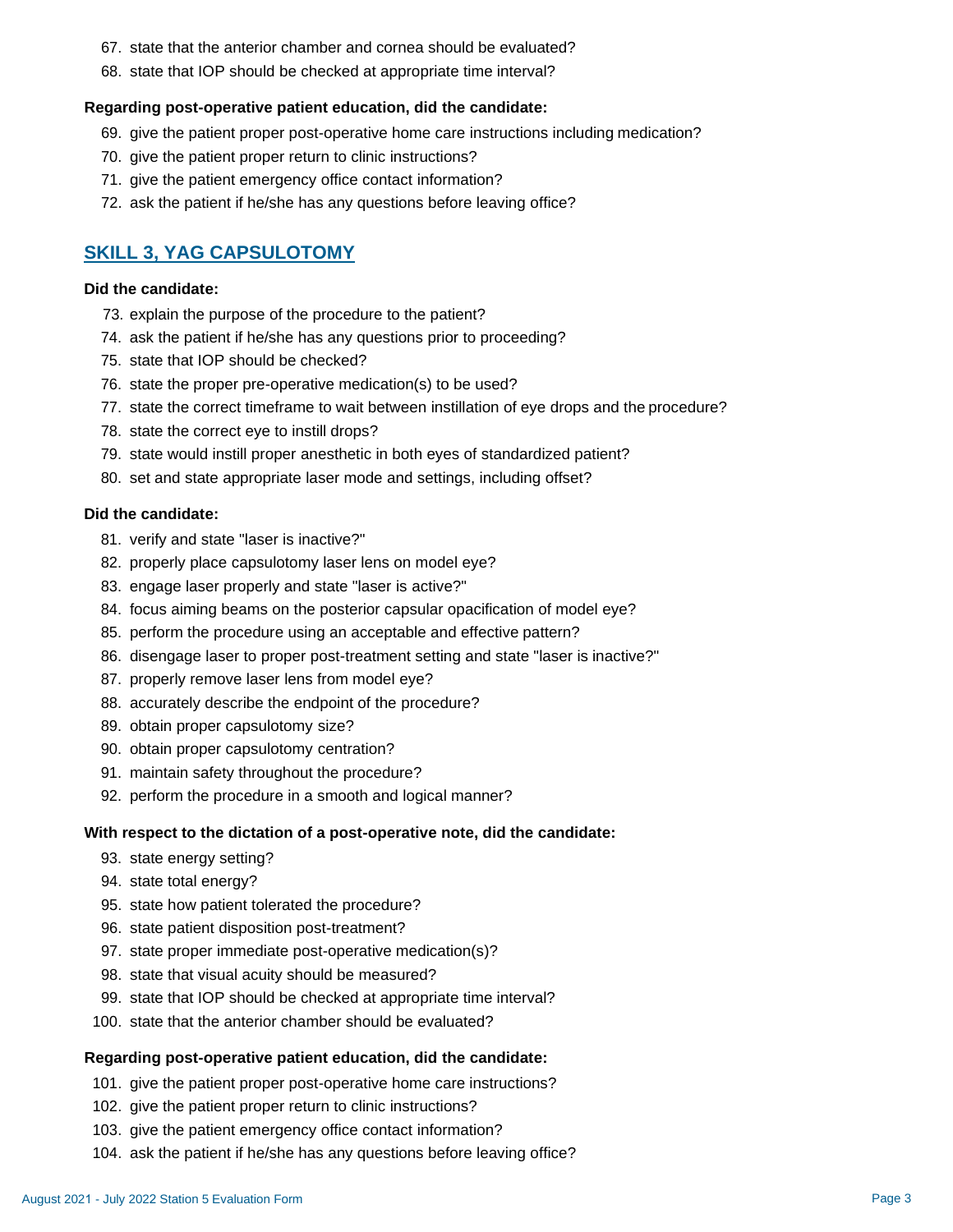67. state that the anterior chamber and cornea should be evaluated?
68. state that IOP should be checked at appropriate time interval?

**Regarding post-operative patient education, did the candidate:**

69. give the patient proper post-operative home care instructions including medication?
70. give the patient proper return to clinic instructions?
71. give the patient emergency office contact information?
72. ask the patient if he/she has any questions before leaving office?

## SKILL 3, YAG CAPSULOTOMY

**Did the candidate:**

73. explain the purpose of the procedure to the patient?
74. ask the patient if he/she has any questions prior to proceeding?
75. state that IOP should be checked?
76. state the proper pre-operative medication(s) to be used?
77. state the correct timeframe to wait between instillation of eye drops and the procedure?
78. state the correct eye to instill drops?
79. state would instill proper anesthetic in both eyes of standardized patient?
80. set and state appropriate laser mode and settings, including offset?

**Did the candidate:**

81. verify and state "laser is inactive?"
82. properly place capsulotomy laser lens on model eye?
83. engage laser properly and state "laser is active?"
84. focus aiming beams on the posterior capsular opacification of model eye?
85. perform the procedure using an acceptable and effective pattern?
86. disengage laser to proper post-treatment setting and state "laser is inactive?"
87. properly remove laser lens from model eye?
88. accurately describe the endpoint of the procedure?
89. obtain proper capsulotomy size?
90. obtain proper capsulotomy centration?
91. maintain safety throughout the procedure?
92. perform the procedure in a smooth and logical manner?

**With respect to the dictation of a post-operative note, did the candidate:**

93. state energy setting?
94. state total energy?
95. state how patient tolerated the procedure?
96. state patient disposition post-treatment?
97. state proper immediate post-operative medication(s)?
98. state that visual acuity should be measured?
99. state that IOP should be checked at appropriate time interval?
100. state that the anterior chamber should be evaluated?

**Regarding post-operative patient education, did the candidate:**

101. give the patient proper post-operative home care instructions?
102. give the patient proper return to clinic instructions?
103. give the patient emergency office contact information?
104. ask the patient if he/she has any questions before leaving office?